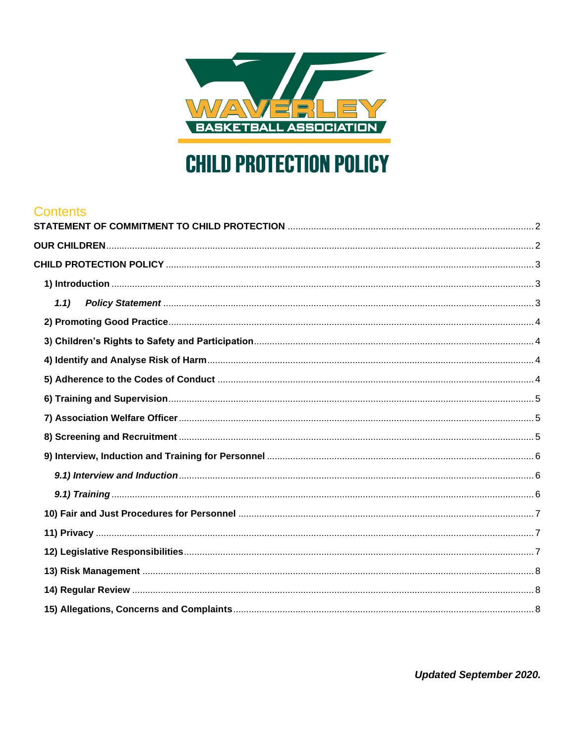WAVERLEY BASKETBALL ASSOCIATION

# CHILD PROTECTION POLICY

## Contents

- STATEMENT OF COMMITMENT TO CHILD PROTECTION ........ 2
- OUR CHILDREN ........ 2
- CHILD PROTECTION POLICY ........ 3
  - 1) Introduction ........ 3
    - *1.1) Policy Statement* ........ 3
  - 2) Promoting Good Practice ........ 4
  - 3) Children's Rights to Safety and Participation ........ 4
  - 4) Identify and Analyse Risk of Harm ........ 4
  - 5) Adherence to the Codes of Conduct ........ 4
  - 6) Training and Supervision ........ 5
  - 7) Association Welfare Officer ........ 5
  - 8) Screening and Recruitment ........ 5
  - 9) Interview, Induction and Training for Personnel ........ 6
    - *9.1) Interview and Induction* ........ 6
    - *9.1) Training* ........ 6
  - 10) Fair and Just Procedures for Personnel ........ 7
  - 11) Privacy ........ 7
  - 12) Legislative Responsibilities ........ 7
  - 13) Risk Management ........ 8
  - 14) Regular Review ........ 8
  - 15) Allegations, Concerns and Complaints ........ 8

***Updated September 2020.***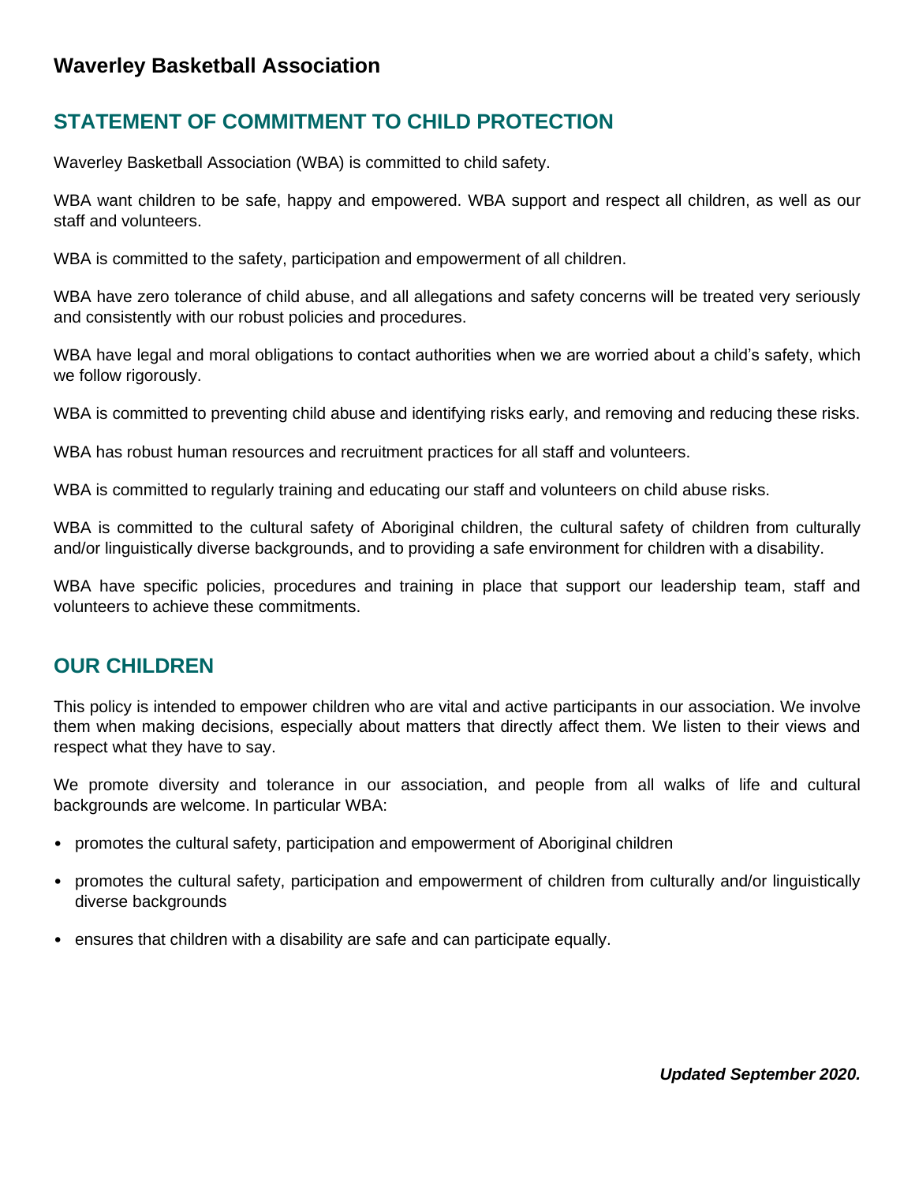**Waverley Basketball Association**

## STATEMENT OF COMMITMENT TO CHILD PROTECTION

Waverley Basketball Association (WBA) is committed to child safety.

WBA want children to be safe, happy and empowered. WBA support and respect all children, as well as our staff and volunteers.

WBA is committed to the safety, participation and empowerment of all children.

WBA have zero tolerance of child abuse, and all allegations and safety concerns will be treated very seriously and consistently with our robust policies and procedures.

WBA have legal and moral obligations to contact authorities when we are worried about a child's safety, which we follow rigorously.

WBA is committed to preventing child abuse and identifying risks early, and removing and reducing these risks.

WBA has robust human resources and recruitment practices for all staff and volunteers.

WBA is committed to regularly training and educating our staff and volunteers on child abuse risks.

WBA is committed to the cultural safety of Aboriginal children, the cultural safety of children from culturally and/or linguistically diverse backgrounds, and to providing a safe environment for children with a disability.

WBA have specific policies, procedures and training in place that support our leadership team, staff and volunteers to achieve these commitments.

## OUR CHILDREN

This policy is intended to empower children who are vital and active participants in our association. We involve them when making decisions, especially about matters that directly affect them. We listen to their views and respect what they have to say.

We promote diversity and tolerance in our association, and people from all walks of life and cultural backgrounds are welcome. In particular WBA:

- promotes the cultural safety, participation and empowerment of Aboriginal children
- promotes the cultural safety, participation and empowerment of children from culturally and/or linguistically diverse backgrounds
- ensures that children with a disability are safe and can participate equally.

***Updated September 2020.***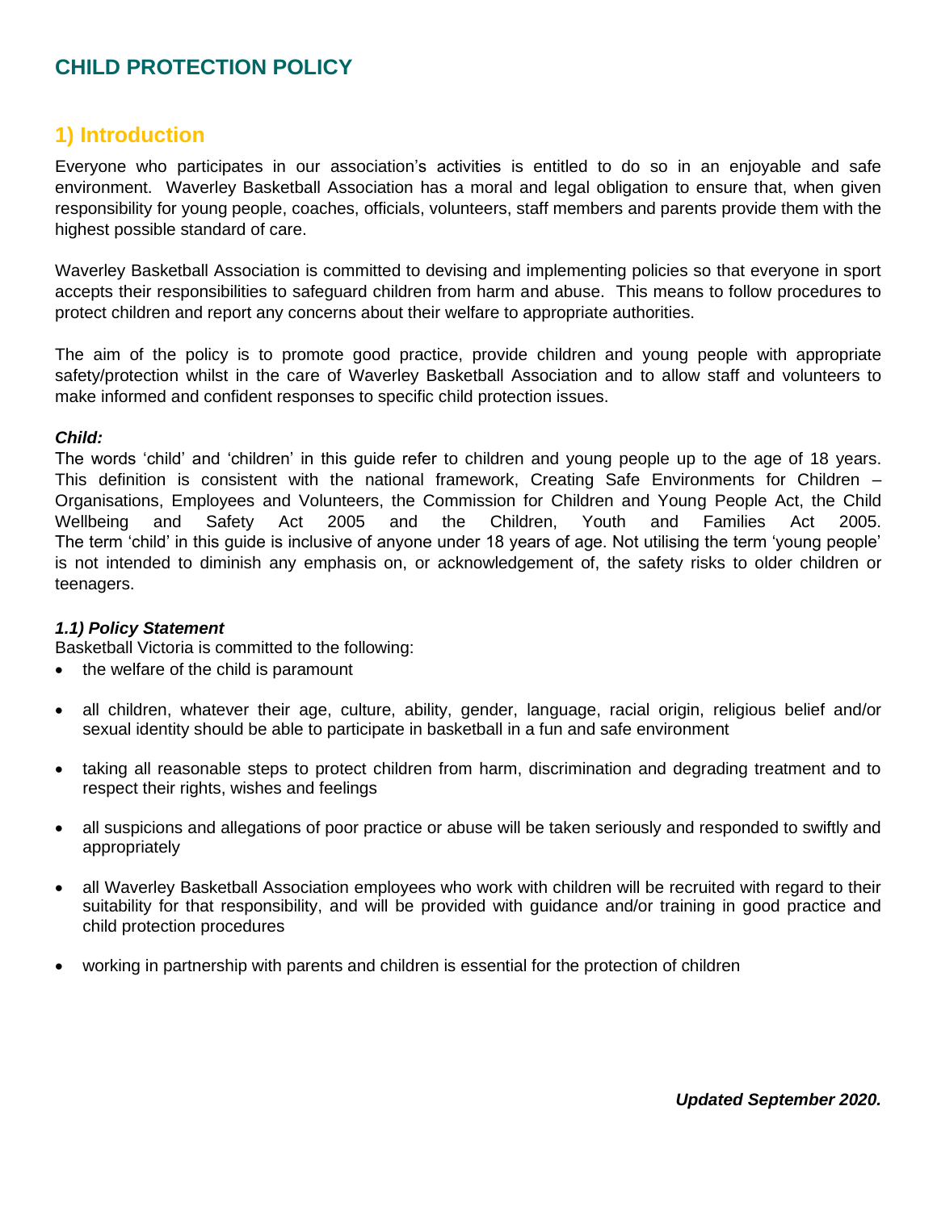# CHILD PROTECTION POLICY

## 1) Introduction

Everyone who participates in our association's activities is entitled to do so in an enjoyable and safe environment. Waverley Basketball Association has a moral and legal obligation to ensure that, when given responsibility for young people, coaches, officials, volunteers, staff members and parents provide them with the highest possible standard of care.

Waverley Basketball Association is committed to devising and implementing policies so that everyone in sport accepts their responsibilities to safeguard children from harm and abuse. This means to follow procedures to protect children and report any concerns about their welfare to appropriate authorities.

The aim of the policy is to promote good practice, provide children and young people with appropriate safety/protection whilst in the care of Waverley Basketball Association and to allow staff and volunteers to make informed and confident responses to specific child protection issues.

***Child:***

The words 'child' and 'children' in this guide refer to children and young people up to the age of 18 years. This definition is consistent with the national framework, Creating Safe Environments for Children – Organisations, Employees and Volunteers, the Commission for Children and Young People Act, the Child Wellbeing and Safety Act 2005 and the Children, Youth and Families Act 2005. The term 'child' in this guide is inclusive of anyone under 18 years of age. Not utilising the term 'young people' is not intended to diminish any emphasis on, or acknowledgement of, the safety risks to older children or teenagers.

***1.1) Policy Statement***

Basketball Victoria is committed to the following:

- the welfare of the child is paramount
- all children, whatever their age, culture, ability, gender, language, racial origin, religious belief and/or sexual identity should be able to participate in basketball in a fun and safe environment
- taking all reasonable steps to protect children from harm, discrimination and degrading treatment and to respect their rights, wishes and feelings
- all suspicions and allegations of poor practice or abuse will be taken seriously and responded to swiftly and appropriately
- all Waverley Basketball Association employees who work with children will be recruited with regard to their suitability for that responsibility, and will be provided with guidance and/or training in good practice and child protection procedures
- working in partnership with parents and children is essential for the protection of children

***Updated September 2020.***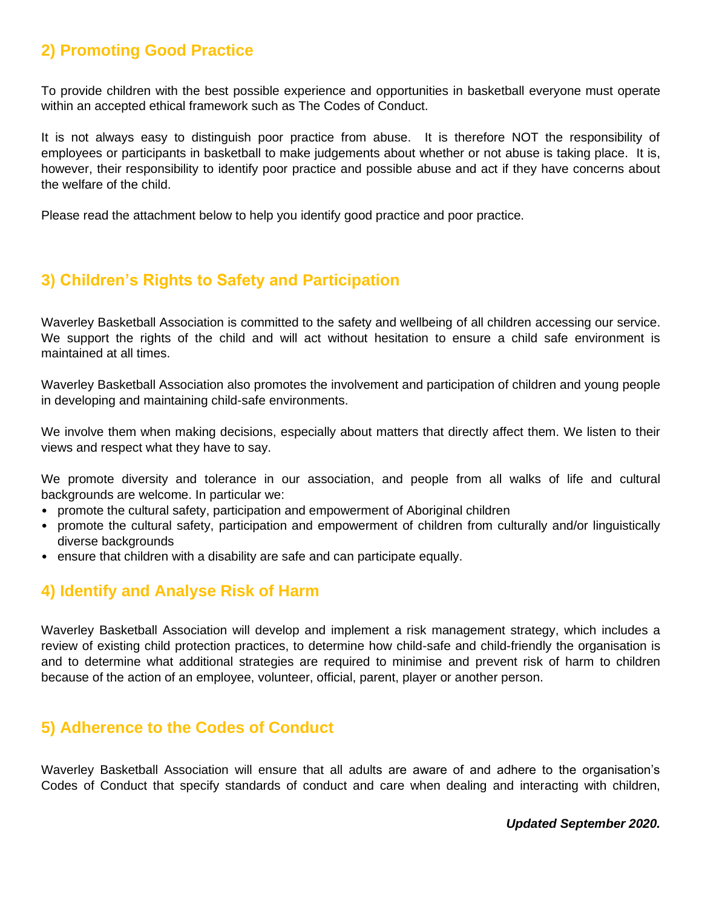## 2) Promoting Good Practice

To provide children with the best possible experience and opportunities in basketball everyone must operate within an accepted ethical framework such as The Codes of Conduct.

It is not always easy to distinguish poor practice from abuse. It is therefore NOT the responsibility of employees or participants in basketball to make judgements about whether or not abuse is taking place. It is, however, their responsibility to identify poor practice and possible abuse and act if they have concerns about the welfare of the child.

Please read the attachment below to help you identify good practice and poor practice.

## 3) Children's Rights to Safety and Participation

Waverley Basketball Association is committed to the safety and wellbeing of all children accessing our service. We support the rights of the child and will act without hesitation to ensure a child safe environment is maintained at all times.

Waverley Basketball Association also promotes the involvement and participation of children and young people in developing and maintaining child-safe environments.

We involve them when making decisions, especially about matters that directly affect them. We listen to their views and respect what they have to say.

We promote diversity and tolerance in our association, and people from all walks of life and cultural backgrounds are welcome. In particular we:

- promote the cultural safety, participation and empowerment of Aboriginal children
- promote the cultural safety, participation and empowerment of children from culturally and/or linguistically diverse backgrounds
- ensure that children with a disability are safe and can participate equally.

## 4) Identify and Analyse Risk of Harm

Waverley Basketball Association will develop and implement a risk management strategy, which includes a review of existing child protection practices, to determine how child-safe and child-friendly the organisation is and to determine what additional strategies are required to minimise and prevent risk of harm to children because of the action of an employee, volunteer, official, parent, player or another person.

## 5) Adherence to the Codes of Conduct

Waverley Basketball Association will ensure that all adults are aware of and adhere to the organisation's Codes of Conduct that specify standards of conduct and care when dealing and interacting with children,

***Updated September 2020.***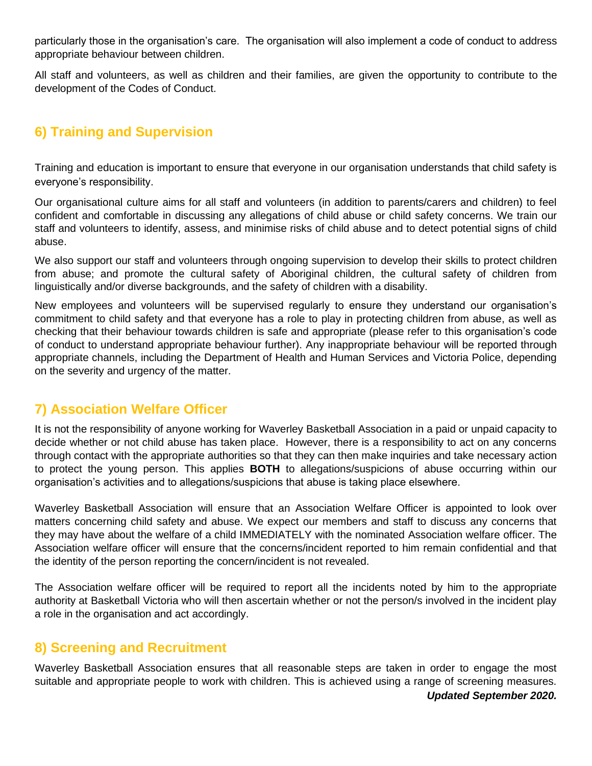particularly those in the organisation's care. The organisation will also implement a code of conduct to address appropriate behaviour between children.

All staff and volunteers, as well as children and their families, are given the opportunity to contribute to the development of the Codes of Conduct.

## 6) Training and Supervision

Training and education is important to ensure that everyone in our organisation understands that child safety is everyone's responsibility.

Our organisational culture aims for all staff and volunteers (in addition to parents/carers and children) to feel confident and comfortable in discussing any allegations of child abuse or child safety concerns. We train our staff and volunteers to identify, assess, and minimise risks of child abuse and to detect potential signs of child abuse.

We also support our staff and volunteers through ongoing supervision to develop their skills to protect children from abuse; and promote the cultural safety of Aboriginal children, the cultural safety of children from linguistically and/or diverse backgrounds, and the safety of children with a disability.

New employees and volunteers will be supervised regularly to ensure they understand our organisation's commitment to child safety and that everyone has a role to play in protecting children from abuse, as well as checking that their behaviour towards children is safe and appropriate (please refer to this organisation's code of conduct to understand appropriate behaviour further). Any inappropriate behaviour will be reported through appropriate channels, including the Department of Health and Human Services and Victoria Police, depending on the severity and urgency of the matter.

## 7) Association Welfare Officer

It is not the responsibility of anyone working for Waverley Basketball Association in a paid or unpaid capacity to decide whether or not child abuse has taken place. However, there is a responsibility to act on any concerns through contact with the appropriate authorities so that they can then make inquiries and take necessary action to protect the young person. This applies **BOTH** to allegations/suspicions of abuse occurring within our organisation's activities and to allegations/suspicions that abuse is taking place elsewhere.

Waverley Basketball Association will ensure that an Association Welfare Officer is appointed to look over matters concerning child safety and abuse. We expect our members and staff to discuss any concerns that they may have about the welfare of a child IMMEDIATELY with the nominated Association welfare officer. The Association welfare officer will ensure that the concerns/incident reported to him remain confidential and that the identity of the person reporting the concern/incident is not revealed.

The Association welfare officer will be required to report all the incidents noted by him to the appropriate authority at Basketball Victoria who will then ascertain whether or not the person/s involved in the incident play a role in the organisation and act accordingly.

## 8) Screening and Recruitment

Waverley Basketball Association ensures that all reasonable steps are taken in order to engage the most suitable and appropriate people to work with children. This is achieved using a range of screening measures.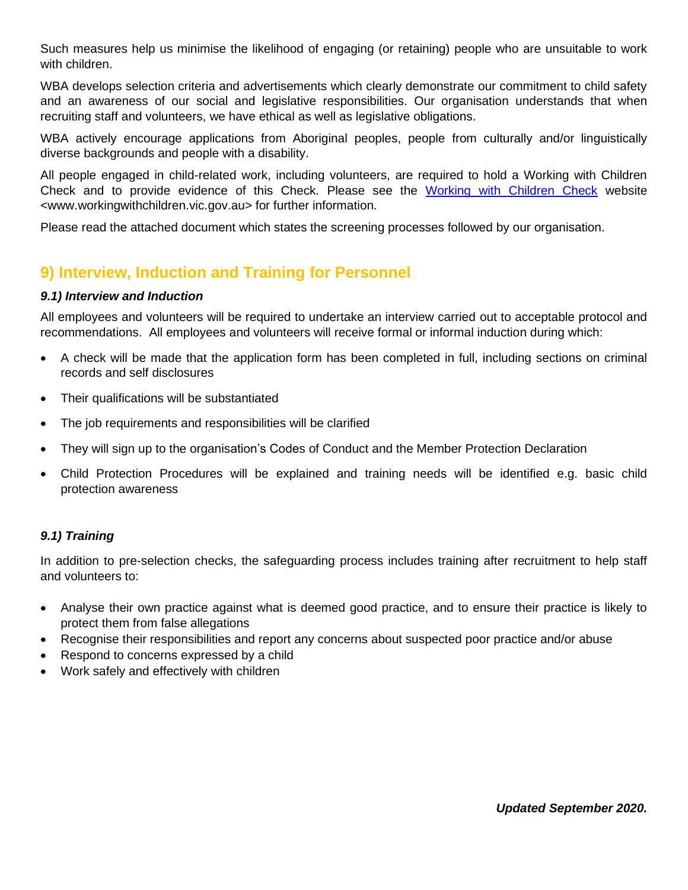Such measures help us minimise the likelihood of engaging (or retaining) people who are unsuitable to work with children.

WBA develops selection criteria and advertisements which clearly demonstrate our commitment to child safety and an awareness of our social and legislative responsibilities. Our organisation understands that when recruiting staff and volunteers, we have ethical as well as legislative obligations.

WBA actively encourage applications from Aboriginal peoples, people from culturally and/or linguistically diverse backgrounds and people with a disability.

All people engaged in child-related work, including volunteers, are required to hold a Working with Children Check and to provide evidence of this Check. Please see the [Working with Children Check](www.workingwithchildren.vic.gov.au) website <www.workingwithchildren.vic.gov.au> for further information.

Please read the attached document which states the screening processes followed by our organisation.

## 9) Interview, Induction and Training for Personnel

### *9.1) Interview and Induction*

All employees and volunteers will be required to undertake an interview carried out to acceptable protocol and recommendations. All employees and volunteers will receive formal or informal induction during which:

- A check will be made that the application form has been completed in full, including sections on criminal records and self disclosures
- Their qualifications will be substantiated
- The job requirements and responsibilities will be clarified
- They will sign up to the organisation's Codes of Conduct and the Member Protection Declaration
- Child Protection Procedures will be explained and training needs will be identified e.g. basic child protection awareness

### *9.1) Training*

In addition to pre-selection checks, the safeguarding process includes training after recruitment to help staff and volunteers to:

- Analyse their own practice against what is deemed good practice, and to ensure their practice is likely to protect them from false allegations
- Recognise their responsibilities and report any concerns about suspected poor practice and/or abuse
- Respond to concerns expressed by a child
- Work safely and effectively with children

***Updated September 2020.***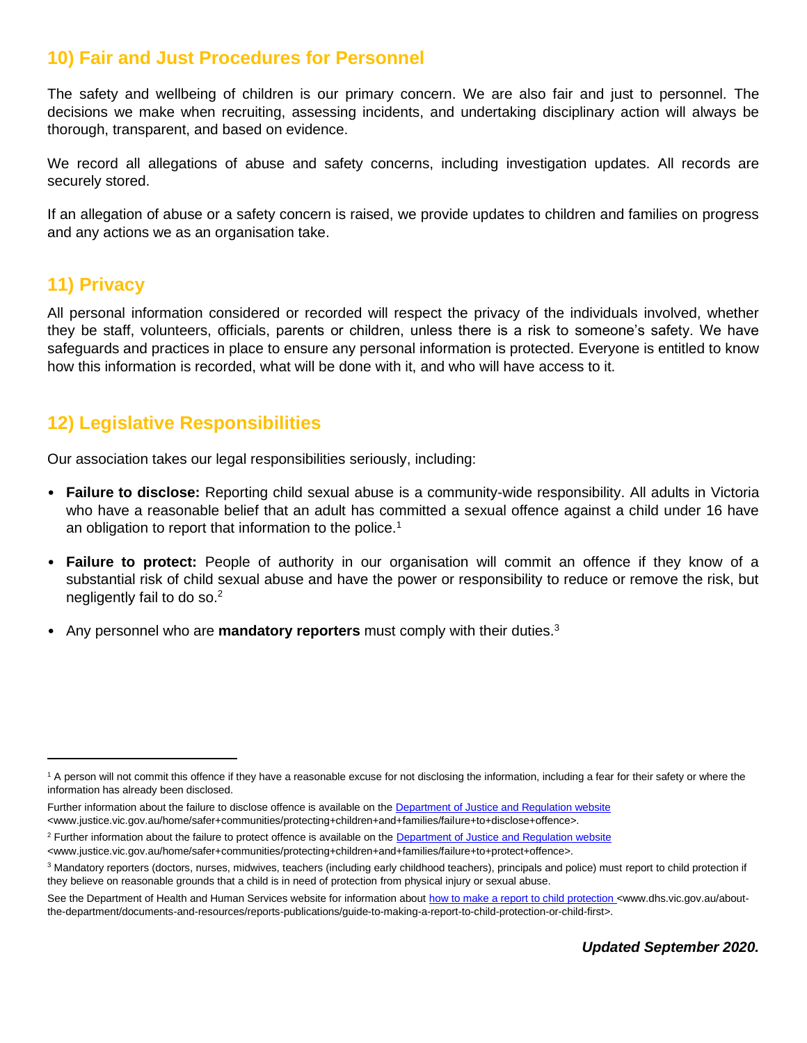## 10) Fair and Just Procedures for Personnel

The safety and wellbeing of children is our primary concern. We are also fair and just to personnel. The decisions we make when recruiting, assessing incidents, and undertaking disciplinary action will always be thorough, transparent, and based on evidence.

We record all allegations of abuse and safety concerns, including investigation updates. All records are securely stored.

If an allegation of abuse or a safety concern is raised, we provide updates to children and families on progress and any actions we as an organisation take.

## 11) Privacy

All personal information considered or recorded will respect the privacy of the individuals involved, whether they be staff, volunteers, officials, parents or children, unless there is a risk to someone's safety. We have safeguards and practices in place to ensure any personal information is protected. Everyone is entitled to know how this information is recorded, what will be done with it, and who will have access to it.

## 12) Legislative Responsibilities

Our association takes our legal responsibilities seriously, including:

- **Failure to disclose:** Reporting child sexual abuse is a community-wide responsibility. All adults in Victoria who have a reasonable belief that an adult has committed a sexual offence against a child under 16 have an obligation to report that information to the police.[1]
- **Failure to protect:** People of authority in our organisation will commit an offence if they know of a substantial risk of child sexual abuse and have the power or responsibility to reduce or remove the risk, but negligently fail to do so.[2]
- Any personnel who are **mandatory reporters** must comply with their duties.[3]

---

[1] A person will not commit this offence if they have a reasonable excuse for not disclosing the information, including a fear for their safety or where the information has already been disclosed.

Further information about the failure to disclose offence is available on the Department of Justice and Regulation website <www.justice.vic.gov.au/home/safer+communities/protecting+children+and+families/failure+to+disclose+offence>.

[2] Further information about the failure to protect offence is available on the Department of Justice and Regulation website <www.justice.vic.gov.au/home/safer+communities/protecting+children+and+families/failure+to+protect+offence>.

[3] Mandatory reporters (doctors, nurses, midwives, teachers (including early childhood teachers), principals and police) must report to child protection if they believe on reasonable grounds that a child is in need of protection from physical injury or sexual abuse.

See the Department of Health and Human Services website for information about how to make a report to child protection <www.dhs.vic.gov.au/about-the-department/documents-and-resources/reports-publications/guide-to-making-a-report-to-child-protection-or-child-first>.

***Updated September 2020.***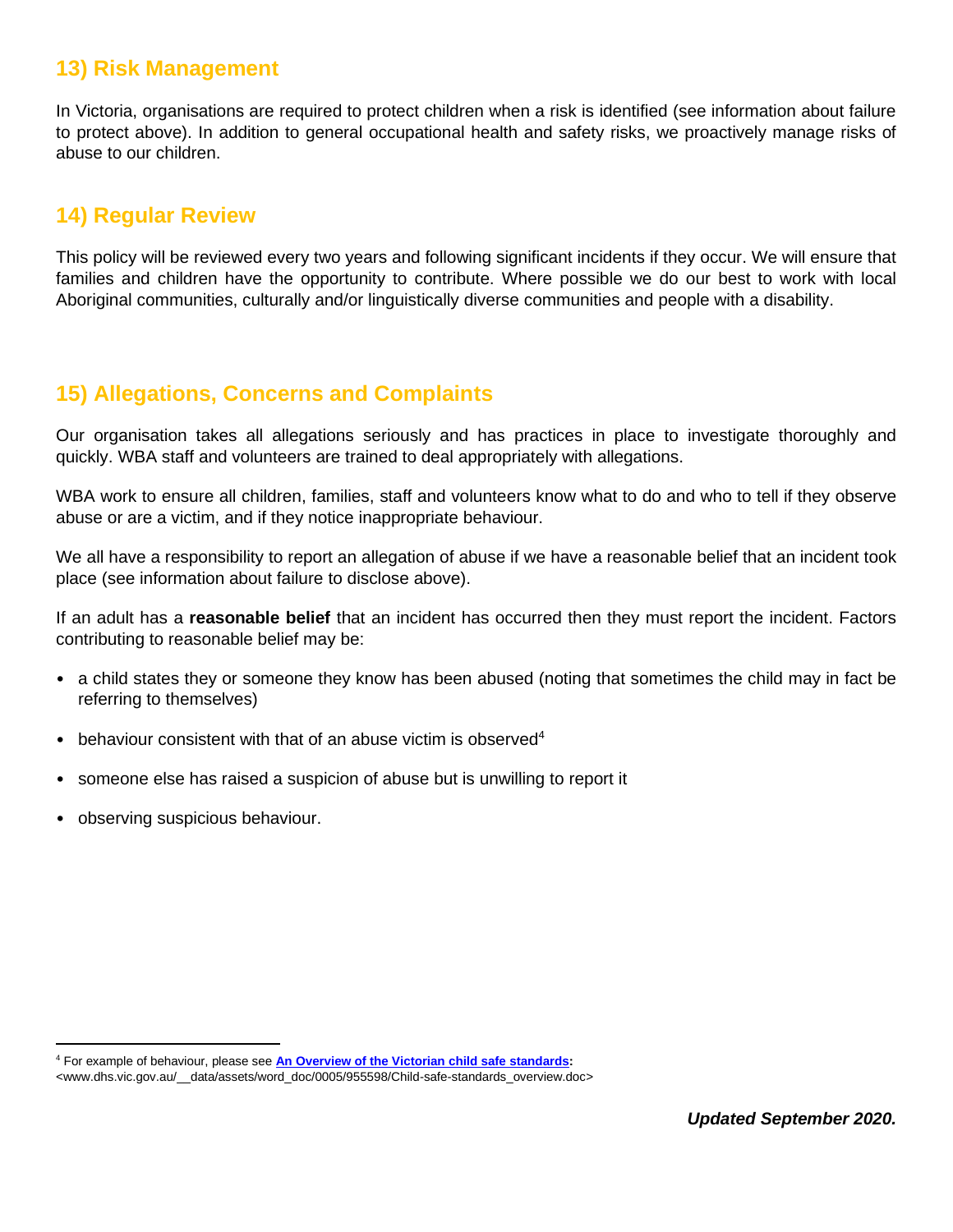## 13) Risk Management

In Victoria, organisations are required to protect children when a risk is identified (see information about failure to protect above). In addition to general occupational health and safety risks, we proactively manage risks of abuse to our children.

## 14) Regular Review

This policy will be reviewed every two years and following significant incidents if they occur. We will ensure that families and children have the opportunity to contribute. Where possible we do our best to work with local Aboriginal communities, culturally and/or linguistically diverse communities and people with a disability.

## 15) Allegations, Concerns and Complaints

Our organisation takes all allegations seriously and has practices in place to investigate thoroughly and quickly. WBA staff and volunteers are trained to deal appropriately with allegations.

WBA work to ensure all children, families, staff and volunteers know what to do and who to tell if they observe abuse or are a victim, and if they notice inappropriate behaviour.

We all have a responsibility to report an allegation of abuse if we have a reasonable belief that an incident took place (see information about failure to disclose above).

If an adult has a **reasonable belief** that an incident has occurred then they must report the incident. Factors contributing to reasonable belief may be:

- a child states they or someone they know has been abused (noting that sometimes the child may in fact be referring to themselves)
- behaviour consistent with that of an abuse victim is observed[4]
- someone else has raised a suspicion of abuse but is unwilling to report it
- observing suspicious behaviour.

[4] For example of behaviour, please see **An Overview of the Victorian child safe standards:** <www.dhs.vic.gov.au/__data/assets/word_doc/0005/955598/Child-safe-standards_overview.doc>

***Updated September 2020.***